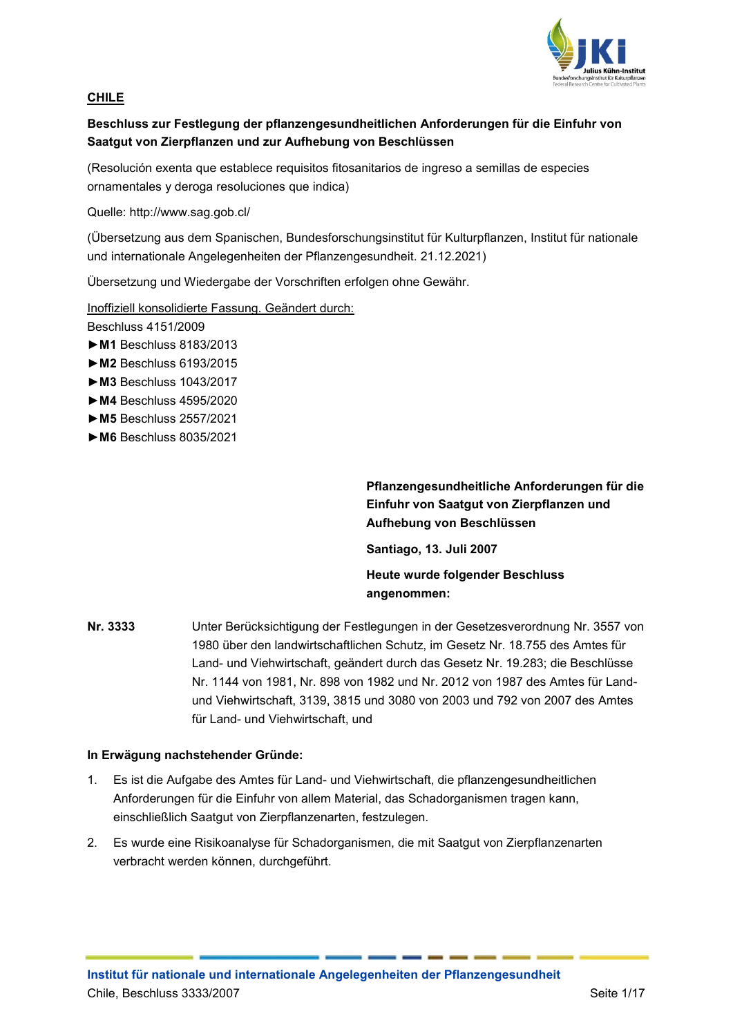**CHILE**

**Beschluss zur Festlegung der pflanzengesundheitlichen Anforderungen für die Einfuhr von Saatgut von Zierpflanzen und zur Aufhebung von Beschlüssen**

(Resolución exenta que establece requisitos fitosanitarios de ingreso a semillas de especies ornamentales y deroga resoluciones que indica)

Quelle: http://www.sag.gob.cl/

(Übersetzung aus dem Spanischen, Bundesforschungsinstitut für Kulturpflanzen, Institut für nationale und internationale Angelegenheiten der Pflanzengesundheit. 21.12.2021)

Übersetzung und Wiedergabe der Vorschriften erfolgen ohne Gewähr.

Inoffiziell konsolidierte Fassung. Geändert durch:

Beschluss 4151/2009
►**M1** Beschluss 8183/2013
►**M2** Beschluss 6193/2015
►**M3** Beschluss 1043/2017
►**M4** Beschluss 4595/2020
►**M5** Beschluss 2557/2021
►**M6** Beschluss 8035/2021

**Pflanzengesundheitliche Anforderungen für die Einfuhr von Saatgut von Zierpflanzen und Aufhebung von Beschlüssen**

**Santiago, 13. Juli 2007**

**Heute wurde folgender Beschluss angenommen:**

**Nr. 3333** Unter Berücksichtigung der Festlegungen in der Gesetzesverordnung Nr. 3557 von 1980 über den landwirtschaftlichen Schutz, im Gesetz Nr. 18.755 des Amtes für Land- und Viehwirtschaft, geändert durch das Gesetz Nr. 19.283; die Beschlüsse Nr. 1144 von 1981, Nr. 898 von 1982 und Nr. 2012 von 1987 des Amtes für Land- und Viehwirtschaft, 3139, 3815 und 3080 von 2003 und 792 von 2007 des Amtes für Land- und Viehwirtschaft, und

**In Erwägung nachstehender Gründe:**

1. Es ist die Aufgabe des Amtes für Land- und Viehwirtschaft, die pflanzengesundheitlichen Anforderungen für die Einfuhr von allem Material, das Schadorganismen tragen kann, einschließlich Saatgut von Zierpflanzenarten, festzulegen.
2. Es wurde eine Risikoanalyse für Schadorganismen, die mit Saatgut von Zierpflanzenarten verbracht werden können, durchgeführt.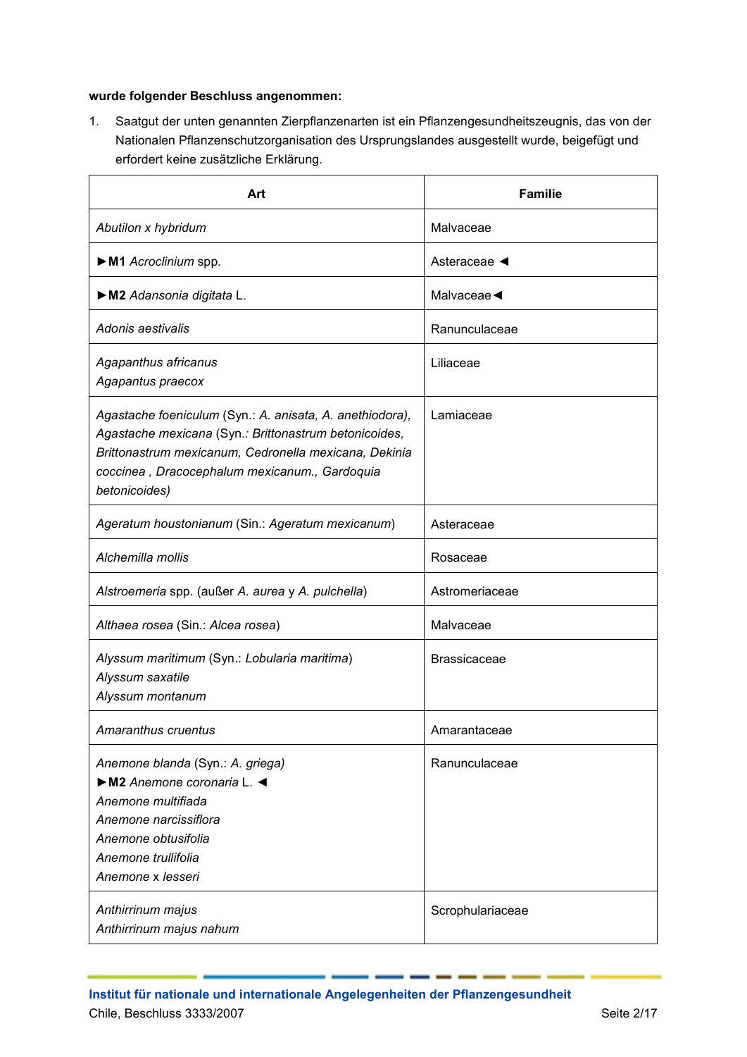**wurde folgender Beschluss angenommen:**

1. Saatgut der unten genannten Zierpflanzenarten ist ein Pflanzengesundheitszeugnis, das von der Nationalen Pflanzenschutzorganisation des Ursprungslandes ausgestellt wurde, beigefügt und erfordert keine zusätzliche Erklärung.

| Art | Familie |
|---|---|
| *Abutilon x hybridum* | Malvaceae |
| ►**M1** *Acroclinium* spp. | Asteraceae ◄ |
| ►**M2** *Adansonia digitata* L. | Malvaceae◄ |
| *Adonis aestivalis* | Ranunculaceae |
| *Agapanthus africanus*<br>*Agapantus praecox* | Liliaceae |
| *Agastache foeniculum* (Syn.: *A. anisata, A. anethiodora), Agastache mexicana* (Syn.: *Brittonastrum betonicoides, Brittonastrum mexicanum, Cedronella mexicana, Dekinia coccinea , Dracocephalum mexicanum., Gardoquia betonicoides)* | Lamiaceae |
| *Ageratum houstonianum* (Sin.: *Ageratum mexicanum*) | Asteraceae |
| *Alchemilla mollis* | Rosaceae |
| *Alstroemeria* spp. (außer *A. aurea* y *A. pulchella*) | Astromeriaceae |
| *Althaea rosea* (Sin.: *Alcea rosea*) | Malvaceae |
| *Alyssum maritimum* (Syn.: *Lobularia maritima*)<br>*Alyssum saxatile*<br>*Alyssum montanum* | Brassicaceae |
| *Amaranthus cruentus* | Amarantaceae |
| *Anemone blanda* (Syn.: *A. griega)*<br>►**M2** *Anemone coronaria* L. ◄<br>*Anemone multifiada*<br>*Anemone narcissiflora*<br>*Anemone obtusifolia*<br>*Anemone trullifolia*<br>*Anemone* x *lesseri* | Ranunculaceae |
| *Anthirrinum majus*<br>*Anthirrinum majus nahum* | Scrophulariaceae |

**Institut für nationale und internationale Angelegenheiten der Pflanzengesundheit**
Chile, Beschluss 3333/2007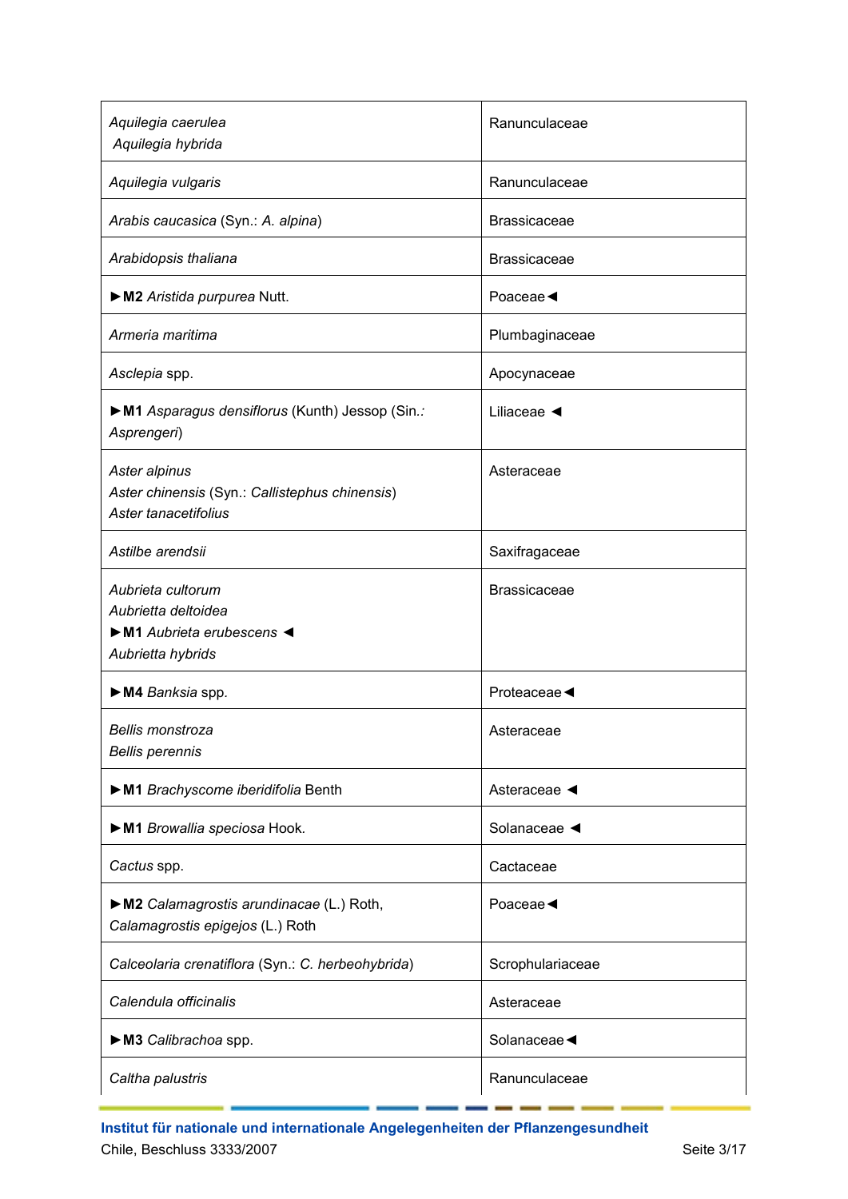| | |
|---|---|
| *Aquilegia caerulea*<br>*Aquilegia hybrida* | Ranunculaceae |
| *Aquilegia vulgaris* | Ranunculaceae |
| *Arabis caucasica* (Syn.: *A. alpina*) | Brassicaceae |
| *Arabidopsis thaliana* | Brassicaceae |
| ►**M2** *Aristida purpurea* Nutt. | Poaceae◄ |
| *Armeria maritima* | Plumbaginaceae |
| *Asclepia* spp. | Apocynaceae |
| ►**M1** *Asparagus densiflorus* (Kunth) Jessop (Sin.: *Asprengeri*) | Liliaceae ◄ |
| *Aster alpinus*<br>*Aster chinensis* (Syn.: *Callistephus chinensis*)<br>*Aster tanacetifolius* | Asteraceae |
| *Astilbe arendsii* | Saxifragaceae |
| *Aubrieta cultorum*<br>*Aubrietta deltoidea*<br>►**M1** *Aubrieta erubescens* ◄<br>*Aubrietta hybrids* | Brassicaceae |
| ►**M4** *Banksia* spp. | Proteaceae◄ |
| *Bellis monstroza*<br>*Bellis perennis* | Asteraceae |
| ►**M1** *Brachyscome iberidifolia* Benth | Asteraceae ◄ |
| ►**M1** *Browallia speciosa* Hook. | Solanaceae ◄ |
| *Cactus* spp. | Cactaceae |
| ►**M2** *Calamagrostis arundinacae* (L.) Roth, *Calamagrostis epigejos* (L.) Roth | Poaceae◄ |
| *Calceolaria crenatiflora* (Syn.: *C. herbeohybrida*) | Scrophulariaceae |
| *Calendula officinalis* | Asteraceae |
| ►**M3** *Calibrachoa* spp. | Solanaceae◄ |
| *Caltha palustris* | Ranunculaceae |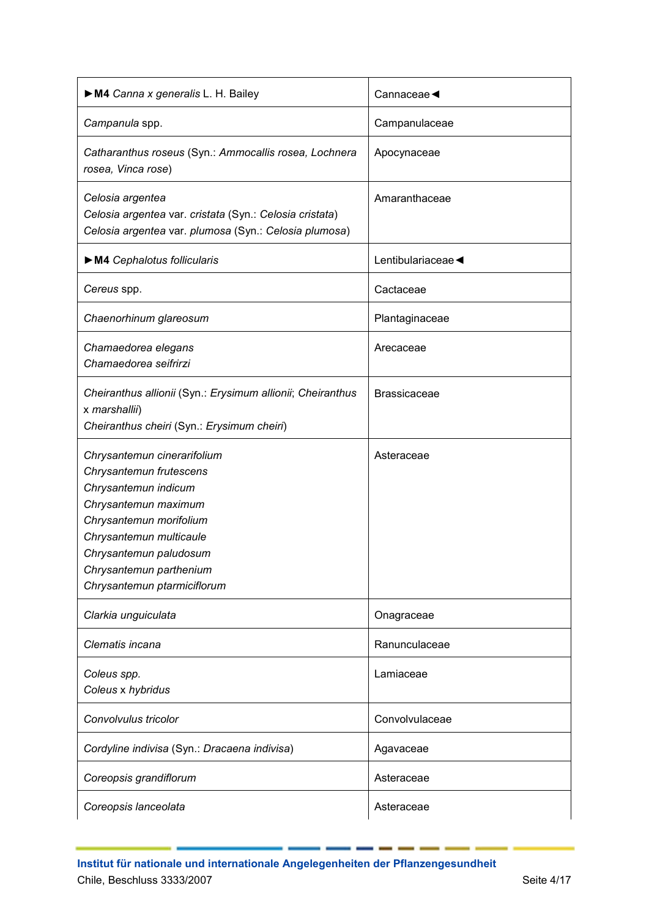| | |
|---|---|
| ►**M4** *Canna x generalis* L. H. Bailey | Cannaceae◄ |
| *Campanula* spp. | Campanulaceae |
| *Catharanthus roseus* (Syn.: *Ammocallis rosea, Lochnera rosea, Vinca rose*) | Apocynaceae |
| *Celosia argentea*<br>*Celosia argentea* var. *cristata* (Syn.: *Celosia cristata*)<br>*Celosia argentea* var. *plumosa* (Syn.: *Celosia plumosa*) | Amaranthaceae |
| ►**M4** *Cephalotus follicularis* | Lentibulariaceae◄ |
| *Cereus* spp. | Cactaceae |
| *Chaenorhinum glareosum* | Plantaginaceae |
| *Chamaedorea elegans*<br>*Chamaedorea seifrirzi* | Arecaceae |
| *Cheiranthus allionii* (Syn.: *Erysimum allionii*; *Cheiranthus* x *marshallii*)<br>*Cheiranthus cheiri* (Syn.: *Erysimum cheiri*) | Brassicaceae |
| *Chrysantemun cinerarifolium*<br>*Chrysantemun frutescens*<br>*Chrysantemun indicum*<br>*Chrysantemun maximum*<br>*Chrysantemun morifolium*<br>*Chrysantemun multicaule*<br>*Chrysantemun paludosum*<br>*Chrysantemun parthenium*<br>*Chrysantemun ptarmiciflorum* | Asteraceae |
| *Clarkia unguiculata* | Onagraceae |
| *Clematis incana* | Ranunculaceae |
| *Coleus spp.*<br>*Coleus* x *hybridus* | Lamiaceae |
| *Convolvulus tricolor* | Convolvulaceae |
| *Cordyline indivisa* (Syn.: *Dracaena indivisa*) | Agavaceae |
| *Coreopsis grandiflorum* | Asteraceae |
| *Coreopsis lanceolata* | Asteraceae |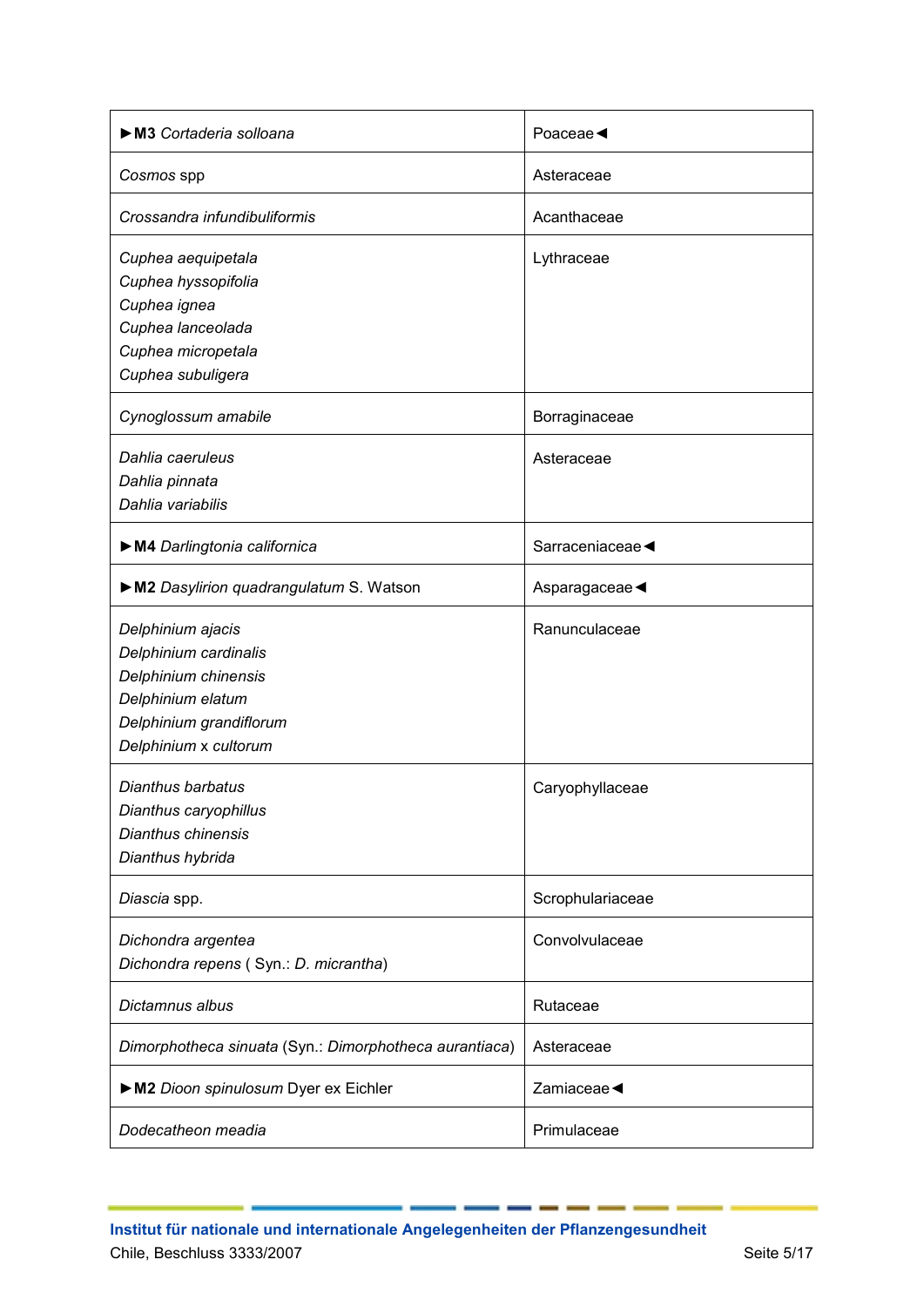| | |
|---|---|
| ►**M3** *Cortaderia solloana* | Poaceae◄ |
| *Cosmos* spp | Asteraceae |
| *Crossandra infundibuliformis* | Acanthaceae |
| *Cuphea aequipetala*<br>*Cuphea hyssopifolia*<br>*Cuphea ignea*<br>*Cuphea lanceolada*<br>*Cuphea micropetala*<br>*Cuphea subuligera* | Lythraceae |
| *Cynoglossum amabile* | Borraginaceae |
| *Dahlia caeruleus*<br>*Dahlia pinnata*<br>*Dahlia variabilis* | Asteraceae |
| ►**M4** *Darlingtonia californica* | Sarraceniaceae◄ |
| ►**M2** *Dasylirion quadrangulatum* S. Watson | Asparagaceae◄ |
| *Delphinium ajacis*<br>*Delphinium cardinalis*<br>*Delphinium chinensis*<br>*Delphinium elatum*<br>*Delphinium grandiflorum*<br>*Delphinium* x *cultorum* | Ranunculaceae |
| *Dianthus barbatus*<br>*Dianthus caryophillus*<br>*Dianthus chinensis*<br>*Dianthus hybrida* | Caryophyllaceae |
| *Diascia* spp. | Scrophulariaceae |
| *Dichondra argentea*<br>*Dichondra repens* ( Syn.: *D. micrantha*) | Convolvulaceae |
| *Dictamnus albus* | Rutaceae |
| *Dimorphotheca sinuata* (Syn.: *Dimorphotheca aurantiaca*) | Asteraceae |
| ►**M2** *Dioon spinulosum* Dyer ex Eichler | Zamiaceae◄ |
| *Dodecatheon meadia* | Primulaceae |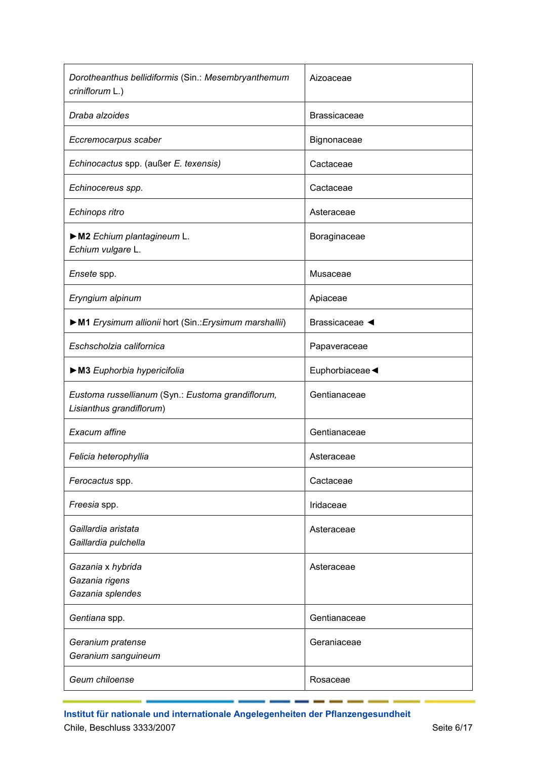| | |
|---|---|
| *Dorotheanthus bellidiformis* (Sin.: *Mesembryanthemum criniflorum* L.) | Aizoaceae |
| *Draba alzoides* | Brassicaceae |
| *Eccremocarpus scaber* | Bignonaceae |
| *Echinocactus* spp. (außer *E. texensis)* | Cactaceae |
| *Echinocereus spp.* | Cactaceae |
| *Echinops ritro* | Asteraceae |
| ►**M2** *Echium plantagineum* L.<br>*Echium vulgare* L. | Boraginaceae |
| *Ensete* spp. | Musaceae |
| *Eryngium alpinum* | Apiaceae |
| ►**M1** *Erysimum allionii* hort (Sin.:*Erysimum marshallii*) | Brassicaceae ◄ |
| *Eschscholzia californica* | Papaveraceae |
| ►**M3** *Euphorbia hypericifolia* | Euphorbiaceae◄ |
| *Eustoma russellianum* (Syn.: *Eustoma grandiflorum, Lisianthus grandiflorum*) | Gentianaceae |
| *Exacum affine* | Gentianaceae |
| *Felicia heterophyllia* | Asteraceae |
| *Ferocactus* spp. | Cactaceae |
| *Freesia* spp. | Iridaceae |
| *Gaillardia aristata*<br>*Gaillardia pulchella* | Asteraceae |
| *Gazania x hybrida*<br>*Gazania rigens*<br>*Gazania splendes* | Asteraceae |
| *Gentiana* spp. | Gentianaceae |
| *Geranium pratense*<br>*Geranium sanguineum* | Geraniaceae |
| *Geum chiloense* | Rosaceae |

**Institut für nationale und internationale Angelegenheiten der Pflanzengesundheit**
Chile, Beschluss 3333/2007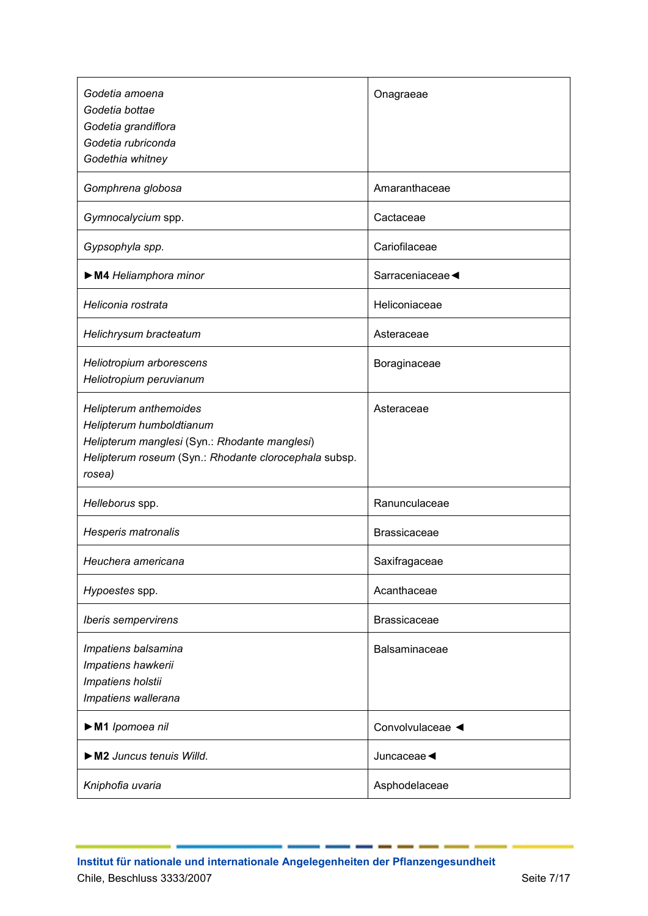| | |
|---|---|
| *Godetia amoena*<br>*Godetia bottae*<br>*Godetia grandiflora*<br>*Godetia rubriconda*<br>*Godethia whitney* | Onagraeae |
| *Gomphrena globosa* | Amaranthaceae |
| *Gymnocalycium* spp. | Cactaceae |
| *Gypsophyla spp.* | Cariofilaceae |
| ►**M4** *Heliamphora minor* | Sarraceniaceae◄ |
| *Heliconia rostrata* | Heliconiaceae |
| *Helichrysum bracteatum* | Asteraceae |
| *Heliotropium arborescens*<br>*Heliotropium peruvianum* | Boraginaceae |
| *Helipterum anthemoides*<br>*Helipterum humboldtianum*<br>*Helipterum manglesi* (Syn.: *Rhodante manglesi*)<br>*Helipterum roseum* (Syn.: *Rhodante clorocephala* subsp. *rosea)* | Asteraceae |
| *Helleborus* spp. | Ranunculaceae |
| *Hesperis matronalis* | Brassicaceae |
| *Heuchera americana* | Saxifragaceae |
| *Hypoestes* spp. | Acanthaceae |
| *Iberis sempervirens* | Brassicaceae |
| *Impatiens balsamina*<br>*Impatiens hawkerii*<br>*Impatiens holstii*<br>*Impatiens wallerana* | Balsaminaceae |
| ►**M1** *Ipomoea nil* | Convolvulaceae ◄ |
| ►**M2** *Juncus tenuis Willd.* | Juncaceae◄ |
| *Kniphofia uvaria* | Asphodelaceae |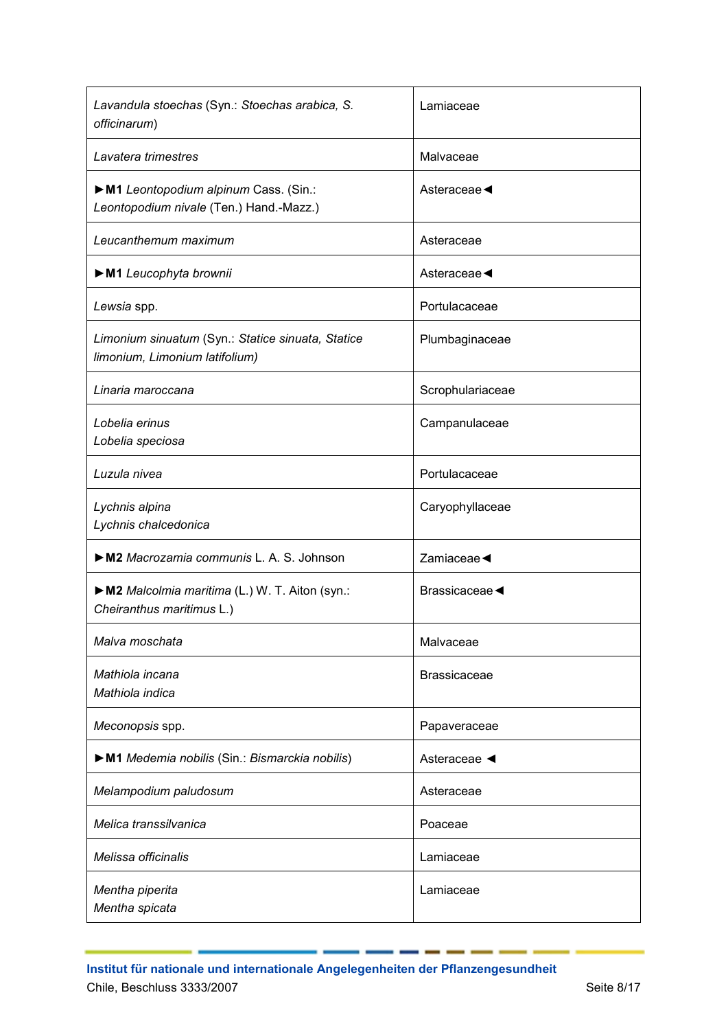| | |
|---|---|
| *Lavandula stoechas* (Syn.: *Stoechas arabica, S. officinarum*) | Lamiaceae |
| *Lavatera trimestres* | Malvaceae |
| ►**M1** *Leontopodium alpinum* Cass. (Sin.: *Leontopodium nivale* (Ten.) Hand.-Mazz.) | Asteraceae◄ |
| *Leucanthemum maximum* | Asteraceae |
| ►**M1** *Leucophyta brownii* | Asteraceae◄ |
| *Lewsia* spp. | Portulacaceae |
| *Limonium sinuatum* (Syn.: *Statice sinuata, Statice limonium, Limonium latifolium)* | Plumbaginaceae |
| *Linaria maroccana* | Scrophulariaceae |
| *Lobelia erinus*<br>*Lobelia speciosa* | Campanulaceae |
| *Luzula nivea* | Portulacaceae |
| *Lychnis alpina*<br>*Lychnis chalcedonica* | Caryophyllaceae |
| ►**M2** *Macrozamia communis* L. A. S. Johnson | Zamiaceae◄ |
| ►**M2** *Malcolmia maritima* (L.) W. T. Aiton (syn.: *Cheiranthus maritimus* L.) | Brassicaceae◄ |
| *Malva moschata* | Malvaceae |
| *Mathiola incana*<br>*Mathiola indica* | Brassicaceae |
| *Meconopsis* spp. | Papaveraceae |
| ►**M1** *Medemia nobilis* (Sin.: *Bismarckia nobilis*) | Asteraceae ◄ |
| *Melampodium paludosum* | Asteraceae |
| *Melica transsilvanica* | Poaceae |
| *Melissa officinalis* | Lamiaceae |
| *Mentha piperita*<br>*Mentha spicata* | Lamiaceae |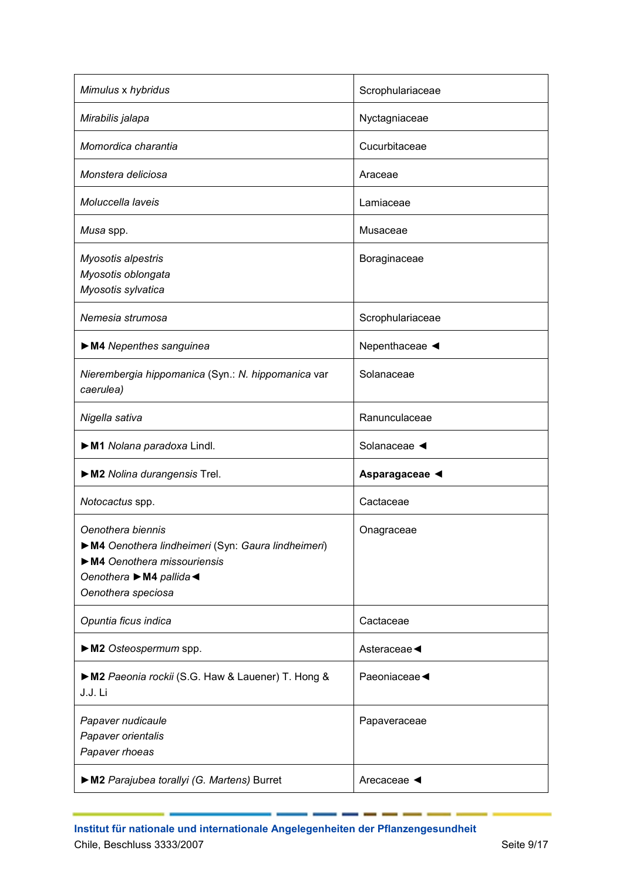| | |
|---|---|
| *Mimulus x hybridus* | Scrophulariaceae |
| *Mirabilis jalapa* | Nyctagniaceae |
| *Momordica charantia* | Cucurbitaceae |
| *Monstera deliciosa* | Araceae |
| *Moluccella laveis* | Lamiaceae |
| *Musa* spp. | Musaceae |
| *Myosotis alpestris*<br>*Myosotis oblongata*<br>*Myosotis sylvatica* | Boraginaceae |
| *Nemesia strumosa* | Scrophulariaceae |
| ►**M4** *Nepenthes sanguinea* | Nepenthaceae ◄ |
| *Nierembergia hippomanica* (Syn.: *N. hippomanica* var *caerulea)* | Solanaceae |
| *Nigella sativa* | Ranunculaceae |
| ►**M1** *Nolana paradoxa* Lindl. | Solanaceae ◄ |
| ►**M2** *Nolina durangensis* Trel. | **Asparagaceae** ◄ |
| *Notocactus* spp. | Cactaceae |
| *Oenothera biennis*<br>►**M4** *Oenothera lindheimeri* (Syn: *Gaura lindheimeri*)<br>►**M4** *Oenothera missouriensis*<br>*Oenothera* ►**M4** *pallida*◄<br>*Oenothera speciosa* | Onagraceae |
| *Opuntia ficus indica* | Cactaceae |
| ►**M2** *Osteospermum* spp. | Asteraceae◄ |
| ►**M2** *Paeonia rockii* (S.G. Haw & Lauener) T. Hong & J.J. Li | Paeoniaceae◄ |
| *Papaver nudicaule*<br>*Papaver orientalis*<br>*Papaver rhoeas* | Papaveraceae |
| ►**M2** *Parajubea torallyi (G. Martens)* Burret | Arecaceae ◄ |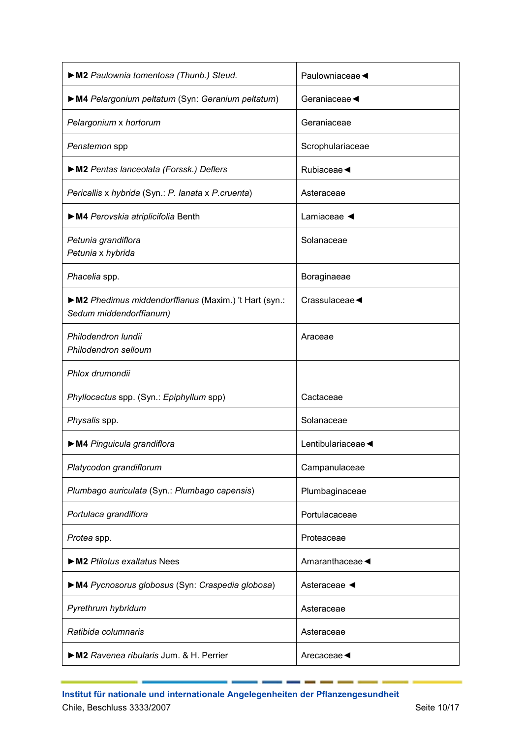| | |
|---|---|
| ►**M2** *Paulownia tomentosa (Thunb.) Steud.* | Paulowniaceae◄ |
| ►**M4** *Pelargonium peltatum* (Syn: *Geranium peltatum*) | Geraniaceae◄ |
| *Pelargonium* x *hortorum* | Geraniaceae |
| *Penstemon* spp | Scrophulariaceae |
| ►**M2** *Pentas lanceolata (Forssk.) Deflers* | Rubiaceae◄ |
| *Pericallis* x *hybrida* (Syn.: *P. lanata* x *P.cruenta*) | Asteraceae |
| ►**M4** *Perovskia atriplicifolia* Benth | Lamiaceae ◄ |
| *Petunia grandiflora*<br>*Petunia* x *hybrida* | Solanaceae |
| *Phacelia* spp. | Boraginaeae |
| ►**M2** *Phedimus middendorffianus* (Maxim.) 't Hart (syn.: *Sedum middendorffianum)* | Crassulaceae◄ |
| *Philodendron lundii*<br>*Philodendron selloum* | Araceae |
| *Phlox drumondii* | |
| *Phyllocactus* spp. (Syn.: *Epiphyllum* spp) | Cactaceae |
| *Physalis* spp. | Solanaceae |
| ►**M4** *Pinguicula grandiflora* | Lentibulariaceae◄ |
| *Platycodon grandiflorum* | Campanulaceae |
| *Plumbago auriculata* (Syn.: *Plumbago capensis*) | Plumbaginaceae |
| *Portulaca grandiflora* | Portulacaceae |
| *Protea* spp. | Proteaceae |
| ►**M2** *Ptilotus exaltatus* Nees | Amaranthaceae◄ |
| ►**M4** *Pycnosorus globosus* (Syn: *Craspedia globosa*) | Asteraceae ◄ |
| *Pyrethrum hybridum* | Asteraceae |
| *Ratibida columnaris* | Asteraceae |
| ►**M2** *Ravenea ribularis* Jum. & H. Perrier | Arecaceae◄ |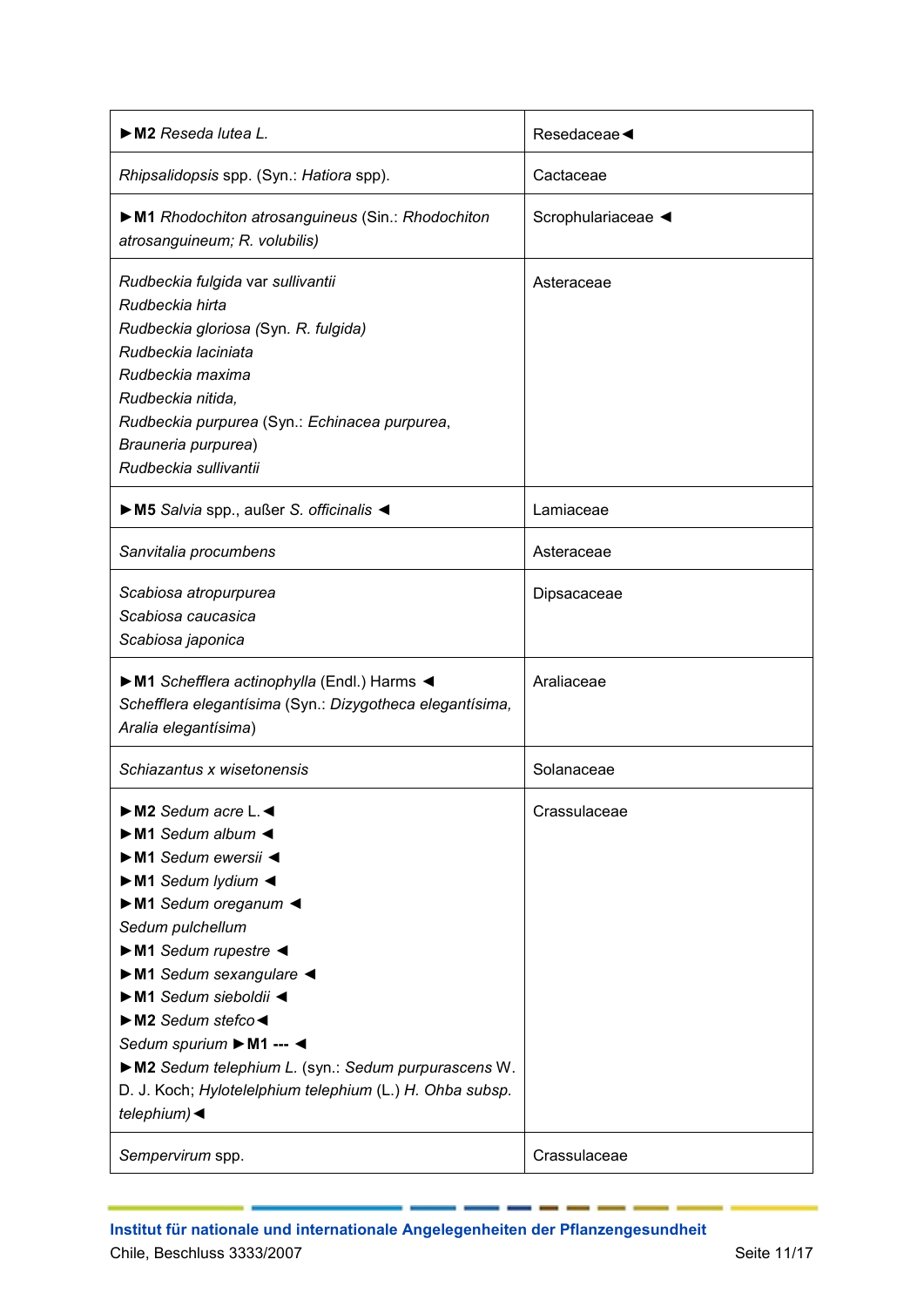| | |
|---|---|
| ►**M2** *Reseda lutea L.* | Resedaceae◄ |
| *Rhipsalidopsis* spp. (Syn.: *Hatiora* spp). | Cactaceae |
| ►**M1** *Rhodochiton atrosanguineus* (Sin.: *Rhodochiton atrosanguineum; R. volubilis)* | Scrophulariaceae ◄ |
| *Rudbeckia fulgida* var *sullivantii*<br>*Rudbeckia hirta*<br>*Rudbeckia gloriosa (*Syn. *R. fulgida)*<br>*Rudbeckia laciniata*<br>*Rudbeckia maxima*<br>*Rudbeckia nitida,*<br>*Rudbeckia purpurea* (Syn.: *Echinacea purpurea*, *Brauneria purpurea*)<br>*Rudbeckia sullivantii* | Asteraceae |
| ►**M5** *Salvia* spp., außer *S. officinalis* ◄ | Lamiaceae |
| *Sanvitalia procumbens* | Asteraceae |
| *Scabiosa atropurpurea*<br>*Scabiosa caucasica*<br>*Scabiosa japonica* | Dipsacaceae |
| ►**M1** *Schefflera actinophylla* (Endl.) Harms ◄<br>*Schefflera elegantísima* (Syn.: *Dizygotheca elegantísima, Aralia elegantísima*) | Araliaceae |
| *Schiazantus x wisetonensis* | Solanaceae |
| ►**M2** *Sedum acre* L.◄<br>►**M1** *Sedum album* ◄<br>►**M1** *Sedum ewersii* ◄<br>►**M1** *Sedum lydium* ◄<br>►**M1** *Sedum oreganum* ◄<br>*Sedum pulchellum*<br>►**M1** *Sedum rupestre* ◄<br>►**M1** *Sedum sexangulare* ◄<br>►**M1** *Sedum sieboldii* ◄<br>►**M2** *Sedum stefco*◄<br>*Sedum spurium* ►**M1** **---** ◄<br>►**M2** *Sedum telephium L.* (syn.: *Sedum purpurascens* W. D. J. Koch; *Hylotelelphium telephium* (L.) *H. Ohba subsp. telephium)*◄ | Crassulaceae |
| *Sempervirum* spp. | Crassulaceae |

**Institut für nationale und internationale Angelegenheiten der Pflanzengesundheit**
Chile, Beschluss 3333/2007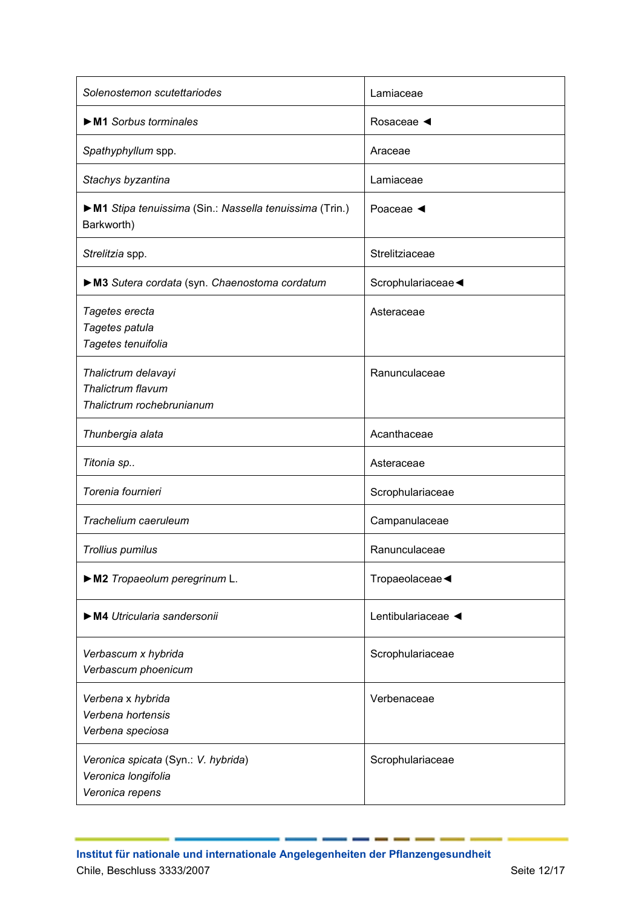| | |
|---|---|
| *Solenostemon scutettariodes* | Lamiaceae |
| ►**M1** *Sorbus torminales* | Rosaceae ◄ |
| *Spathyphyllum* spp. | Araceae |
| *Stachys byzantina* | Lamiaceae |
| ►**M1** *Stipa tenuissima* (Sin.: *Nassella tenuissima* (Trin.) Barkworth) | Poaceae ◄ |
| *Strelitzia* spp. | Strelitziaceae |
| ►**M3** *Sutera cordata* (syn. *Chaenostoma cordatum* | Scrophulariaceae◄ |
| *Tagetes erecta*<br>*Tagetes patula*<br>*Tagetes tenuifolia* | Asteraceae |
| *Thalictrum delavayi*<br>*Thalictrum flavum*<br>*Thalictrum rochebrunianum* | Ranunculaceae |
| *Thunbergia alata* | Acanthaceae |
| *Titonia sp..* | Asteraceae |
| *Torenia fournieri* | Scrophulariaceae |
| *Trachelium caeruleum* | Campanulaceae |
| *Trollius pumilus* | Ranunculaceae |
| ►**M2** *Tropaeolum peregrinum* L. | Tropaeolaceae◄ |
| ►**M4** *Utricularia sandersonii* | Lentibulariaceae ◄ |
| *Verbascum x hybrida*<br>*Verbascum phoenicum* | Scrophulariaceae |
| *Verbena* x *hybrida*<br>*Verbena hortensis*<br>*Verbena speciosa* | Verbenaceae |
| *Veronica spicata* (Syn.: *V. hybrida*)<br>*Veronica longifolia*<br>*Veronica repens* | Scrophulariaceae |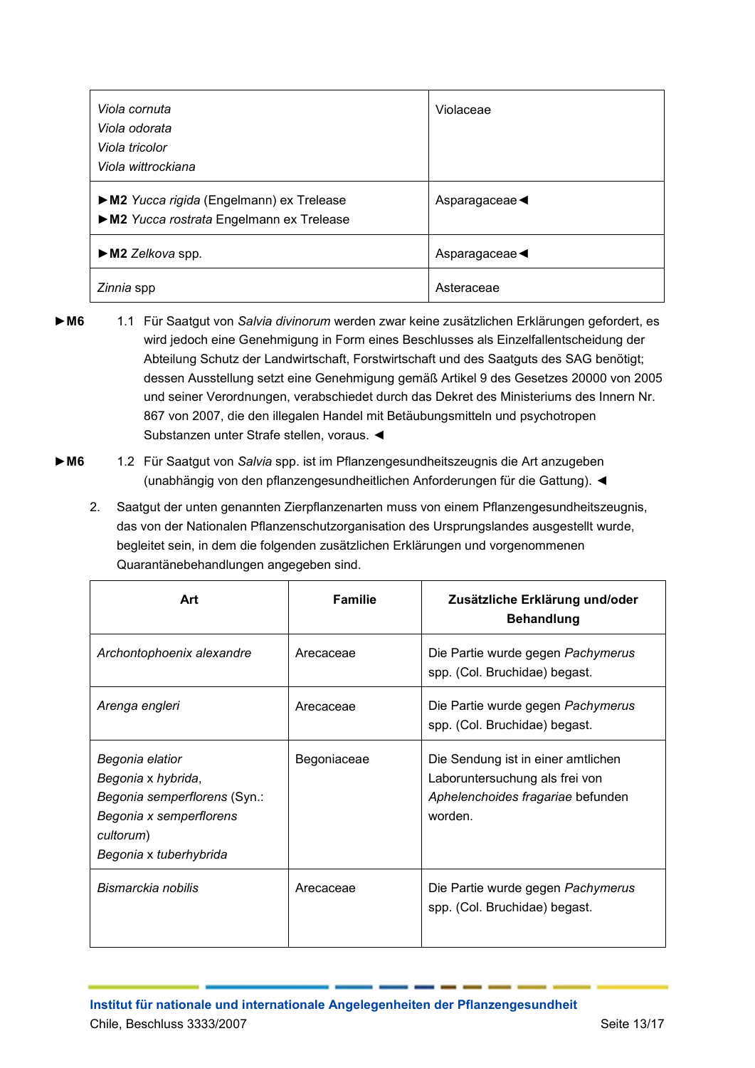| | |
|---|---|
| *Viola cornuta*<br>*Viola odorata*<br>*Viola tricolor*<br>*Viola wittrockiana* | Violaceae |
| ►**M2** *Yucca rigida* (Engelmann) ex Trelease<br>►**M2** *Yucca rostrata* Engelmann ex Trelease | Asparagaceae◄ |
| ►**M2** *Zelkova* spp. | Asparagaceae◄ |
| *Zinnia* spp | Asteraceae |

►**M6** 1.1 Für Saatgut von *Salvia divinorum* werden zwar keine zusätzlichen Erklärungen gefordert, es wird jedoch eine Genehmigung in Form eines Beschlusses als Einzelfallentscheidung der Abteilung Schutz der Landwirtschaft, Forstwirtschaft und des Saatguts des SAG benötigt; dessen Ausstellung setzt eine Genehmigung gemäß Artikel 9 des Gesetzes 20000 von 2005 und seiner Verordnungen, verabschiedet durch das Dekret des Ministeriums des Innern Nr. 867 von 2007, die den illegalen Handel mit Betäubungsmitteln und psychotropen Substanzen unter Strafe stellen, voraus. ◄

►**M6** 1.2 Für Saatgut von *Salvia* spp. ist im Pflanzengesundheitszeugnis die Art anzugeben (unabhängig von den pflanzengesundheitlichen Anforderungen für die Gattung). ◄

2. Saatgut der unten genannten Zierpflanzenarten muss von einem Pflanzengesundheitszeugnis, das von der Nationalen Pflanzenschutzorganisation des Ursprungslandes ausgestellt wurde, begleitet sein, in dem die folgenden zusätzlichen Erklärungen und vorgenommenen Quarantänebehandlungen angegeben sind.

| Art | Familie | Zusätzliche Erklärung und/oder Behandlung |
|---|---|---|
| *Archontophoenix alexandre* | Arecaceae | Die Partie wurde gegen *Pachymerus* spp. (Col. Bruchidae) begast. |
| *Arenga engleri* | Arecaceae | Die Partie wurde gegen *Pachymerus* spp. (Col. Bruchidae) begast. |
| *Begonia elatior*<br>*Begonia* x *hybrida*,<br>*Begonia semperflorens* (Syn.: *Begonia x semperflorens cultorum*)<br>*Begonia* x *tuberhybrida* | Begoniaceae | Die Sendung ist in einer amtlichen Laboruntersuchung als frei von *Aphelenchoides fragariae* befunden worden. |
| *Bismarckia nobilis* | Arecaceae | Die Partie wurde gegen *Pachymerus* spp. (Col. Bruchidae) begast. |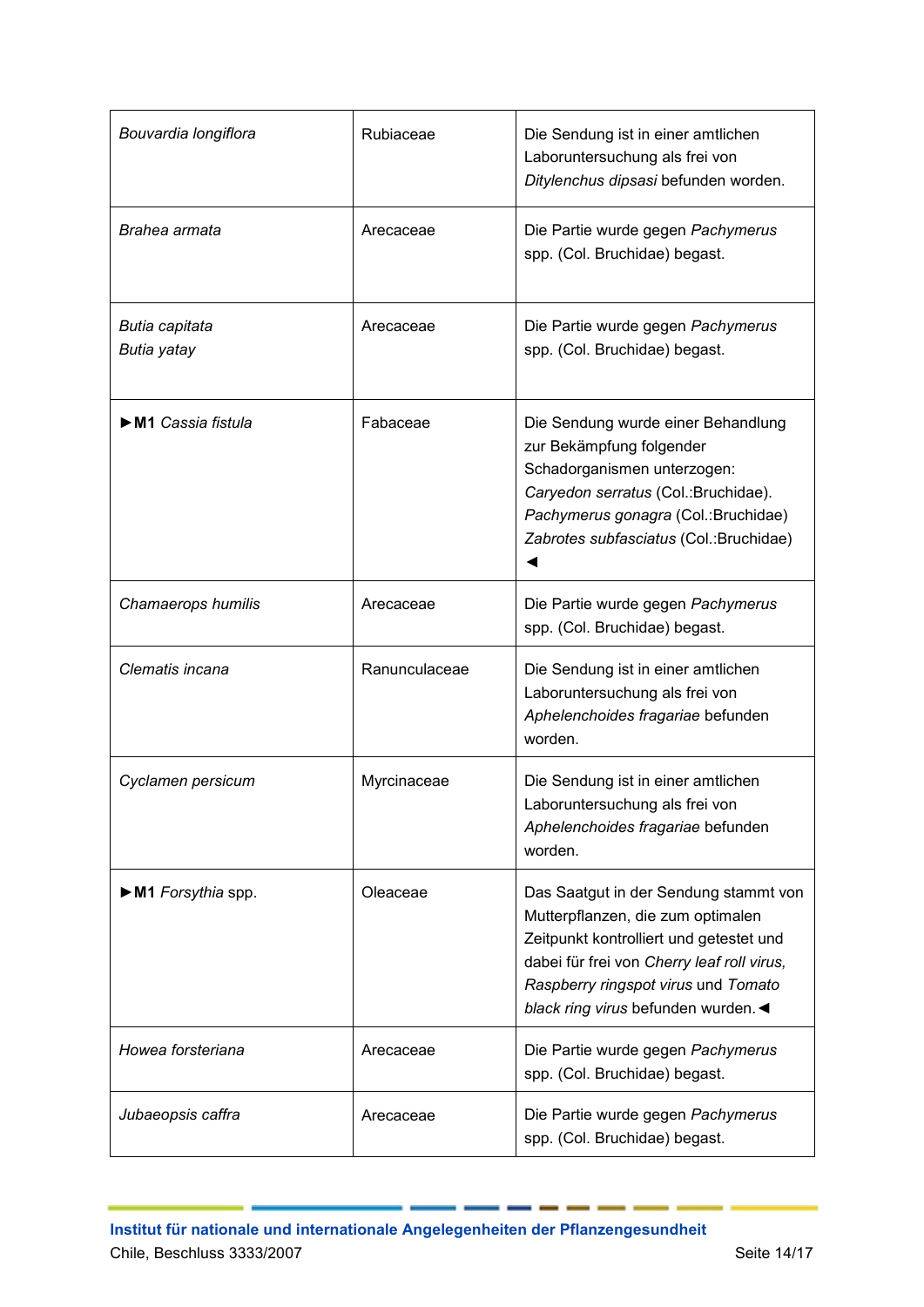| | | |
|---|---|---|
| *Bouvardia longiflora* | Rubiaceae | Die Sendung ist in einer amtlichen Laboruntersuchung als frei von *Ditylenchus dipsasi* befunden worden. |
| *Brahea armata* | Arecaceae | Die Partie wurde gegen *Pachymerus* spp. (Col. Bruchidae) begast. |
| *Butia capitata*<br>*Butia yatay* | Arecaceae | Die Partie wurde gegen *Pachymerus* spp. (Col. Bruchidae) begast. |
| ►**M1** *Cassia fistula* | Fabaceae | Die Sendung wurde einer Behandlung zur Bekämpfung folgender Schadorganismen unterzogen: *Caryedon serratus* (Col.:Bruchidae). *Pachymerus gonagra* (Col.:Bruchidae) *Zabrotes subfasciatus* (Col.:Bruchidae) ◄ |
| *Chamaerops humilis* | Arecaceae | Die Partie wurde gegen *Pachymerus* spp. (Col. Bruchidae) begast. |
| *Clematis incana* | Ranunculaceae | Die Sendung ist in einer amtlichen Laboruntersuchung als frei von *Aphelenchoides fragariae* befunden worden. |
| *Cyclamen persicum* | Myrcinaceae | Die Sendung ist in einer amtlichen Laboruntersuchung als frei von *Aphelenchoides fragariae* befunden worden. |
| ►**M1** *Forsythia* spp. | Oleaceae | Das Saatgut in der Sendung stammt von Mutterpflanzen, die zum optimalen Zeitpunkt kontrolliert und getestet und dabei für frei von *Cherry leaf roll virus, Raspberry ringspot virus* und *Tomato black ring virus* befunden wurden.◄ |
| *Howea forsteriana* | Arecaceae | Die Partie wurde gegen *Pachymerus* spp. (Col. Bruchidae) begast. |
| *Jubaeopsis caffra* | Arecaceae | Die Partie wurde gegen *Pachymerus* spp. (Col. Bruchidae) begast. |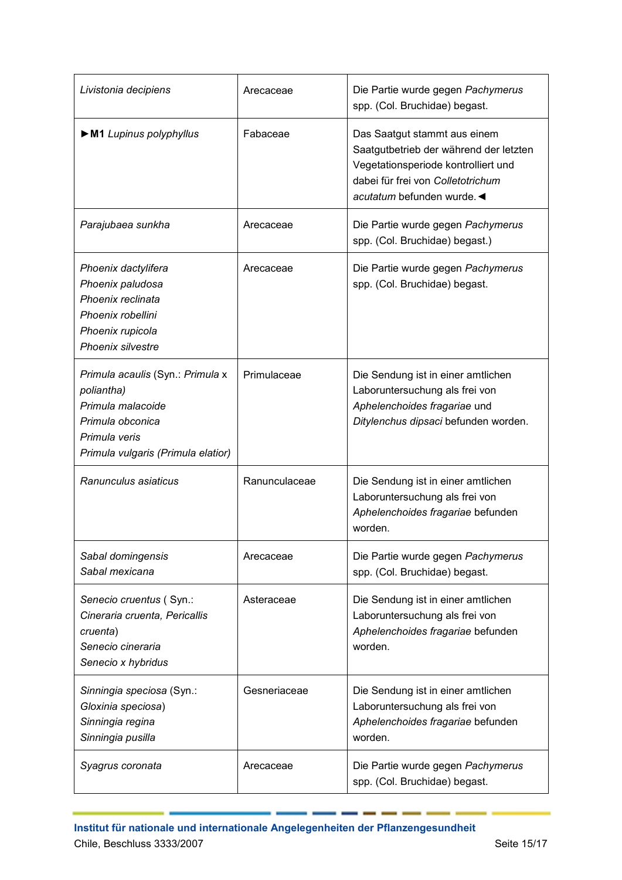| *Livistonia decipiens* | Arecaceae | Die Partie wurde gegen *Pachymerus* spp. (Col. Bruchidae) begast. |
|---|---|---|
| ►**M1** *Lupinus polyphyllus* | Fabaceae | Das Saatgut stammt aus einem Saatgutbetrieb der während der letzten Vegetationsperiode kontrolliert und dabei für frei von *Colletotrichum acutatum* befunden wurde.◄ |
| *Parajubaea sunkha* | Arecaceae | Die Partie wurde gegen *Pachymerus* spp. (Col. Bruchidae) begast.) |
| *Phoenix dactylifera*<br>*Phoenix paludosa*<br>*Phoenix reclinata*<br>*Phoenix robellini*<br>*Phoenix rupicola*<br>*Phoenix silvestre* | Arecaceae | Die Partie wurde gegen *Pachymerus* spp. (Col. Bruchidae) begast. |
| *Primula acaulis* (Syn.: *Primula* x *poliantha)*<br>*Primula malacoide*<br>*Primula obconica*<br>*Primula veris*<br>*Primula vulgaris (Primula elatior)* | Primulaceae | Die Sendung ist in einer amtlichen Laboruntersuchung als frei von *Aphelenchoides fragariae* und *Ditylenchus dipsaci* befunden worden. |
| *Ranunculus asiaticus* | Ranunculaceae | Die Sendung ist in einer amtlichen Laboruntersuchung als frei von *Aphelenchoides fragariae* befunden worden. |
| *Sabal domingensis*<br>*Sabal mexicana* | Arecaceae | Die Partie wurde gegen *Pachymerus* spp. (Col. Bruchidae) begast. |
| *Senecio cruentus* ( Syn.: *Cineraria cruenta, Pericallis cruenta*)<br>*Senecio cineraria*<br>*Senecio x hybridus* | Asteraceae | Die Sendung ist in einer amtlichen Laboruntersuchung als frei von *Aphelenchoides fragariae* befunden worden. |
| *Sinningia speciosa* (Syn.: *Gloxinia speciosa*)<br>*Sinningia regina*<br>*Sinningia pusilla* | Gesneriaceae | Die Sendung ist in einer amtlichen Laboruntersuchung als frei von *Aphelenchoides fragariae* befunden worden. |
| *Syagrus coronata* | Arecaceae | Die Partie wurde gegen *Pachymerus* spp. (Col. Bruchidae) begast. |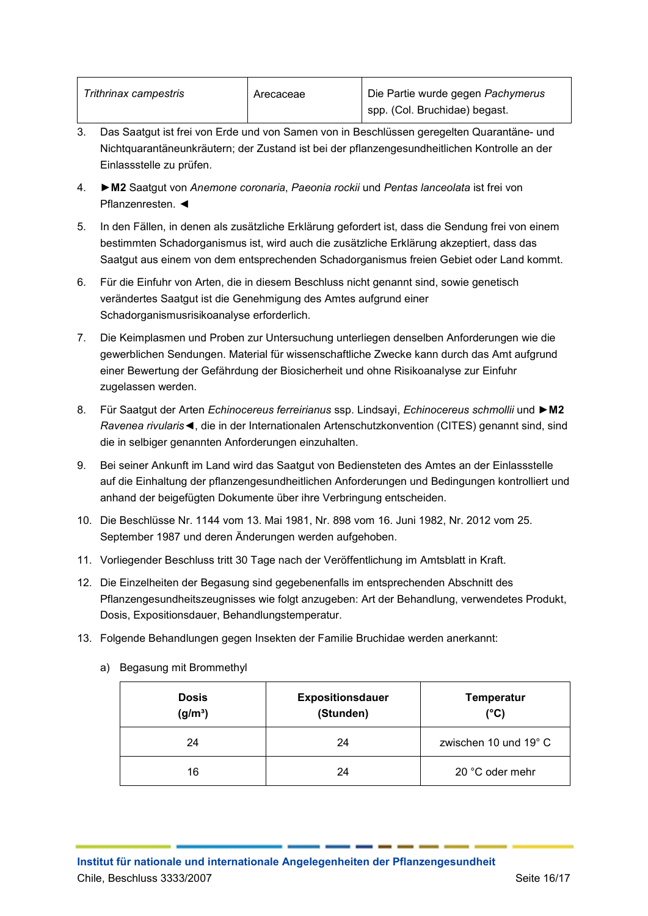| *Trithrinax campestris* | Arecaceae | Die Partie wurde gegen *Pachymerus* spp. (Col. Bruchidae) begast. |
|---|---|---|

3. Das Saatgut ist frei von Erde und von Samen von in Beschlüssen geregelten Quarantäne- und Nichtquarantäneunkräutern; der Zustand ist bei der pflanzengesundheitlichen Kontrolle an der Einlassstelle zu prüfen.

4. ►**M2** Saatgut von *Anemone coronaria*, *Paeonia rockii* und *Pentas lanceolata* ist frei von Pflanzenresten. ◄

5. In den Fällen, in denen als zusätzliche Erklärung gefordert ist, dass die Sendung frei von einem bestimmten Schadorganismus ist, wird auch die zusätzliche Erklärung akzeptiert, dass das Saatgut aus einem von dem entsprechenden Schadorganismus freien Gebiet oder Land kommt.

6. Für die Einfuhr von Arten, die in diesem Beschluss nicht genannt sind, sowie genetisch verändertes Saatgut ist die Genehmigung des Amtes aufgrund einer Schadorganismusrisikoanalyse erforderlich.

7. Die Keimplasmen und Proben zur Untersuchung unterliegen denselben Anforderungen wie die gewerblichen Sendungen. Material für wissenschaftliche Zwecke kann durch das Amt aufgrund einer Bewertung der Gefährdung der Biosicherheit und ohne Risikoanalyse zur Einfuhr zugelassen werden.

8. Für Saatgut der Arten *Echinocereus ferreirianus* ssp. Lindsayi, *Echinocereus schmollii* und ►**M2** *Ravenea rivularis*◄, die in der Internationalen Artenschutzkonvention (CITES) genannt sind, sind die in selbiger genannten Anforderungen einzuhalten.

9. Bei seiner Ankunft im Land wird das Saatgut von Bediensteten des Amtes an der Einlassstelle auf die Einhaltung der pflanzengesundheitlichen Anforderungen und Bedingungen kontrolliert und anhand der beigefügten Dokumente über ihre Verbringung entscheiden.

10. Die Beschlüsse Nr. 1144 vom 13. Mai 1981, Nr. 898 vom 16. Juni 1982, Nr. 2012 vom 25. September 1987 und deren Änderungen werden aufgehoben.

11. Vorliegender Beschluss tritt 30 Tage nach der Veröffentlichung im Amtsblatt in Kraft.

12. Die Einzelheiten der Begasung sind gegebenenfalls im entsprechenden Abschnitt des Pflanzengesundheitszeugnisses wie folgt anzugeben: Art der Behandlung, verwendetes Produkt, Dosis, Expositionsdauer, Behandlungstemperatur.

13. Folgende Behandlungen gegen Insekten der Familie Bruchidae werden anerkannt:

    a) Begasung mit Brommethyl

| **Dosis (g/m³)** | **Expositionsdauer (Stunden)** | **Temperatur (°C)** |
|---|---|---|
| 24 | 24 | zwischen 10 und 19° C |
| 16 | 24 | 20 °C oder mehr |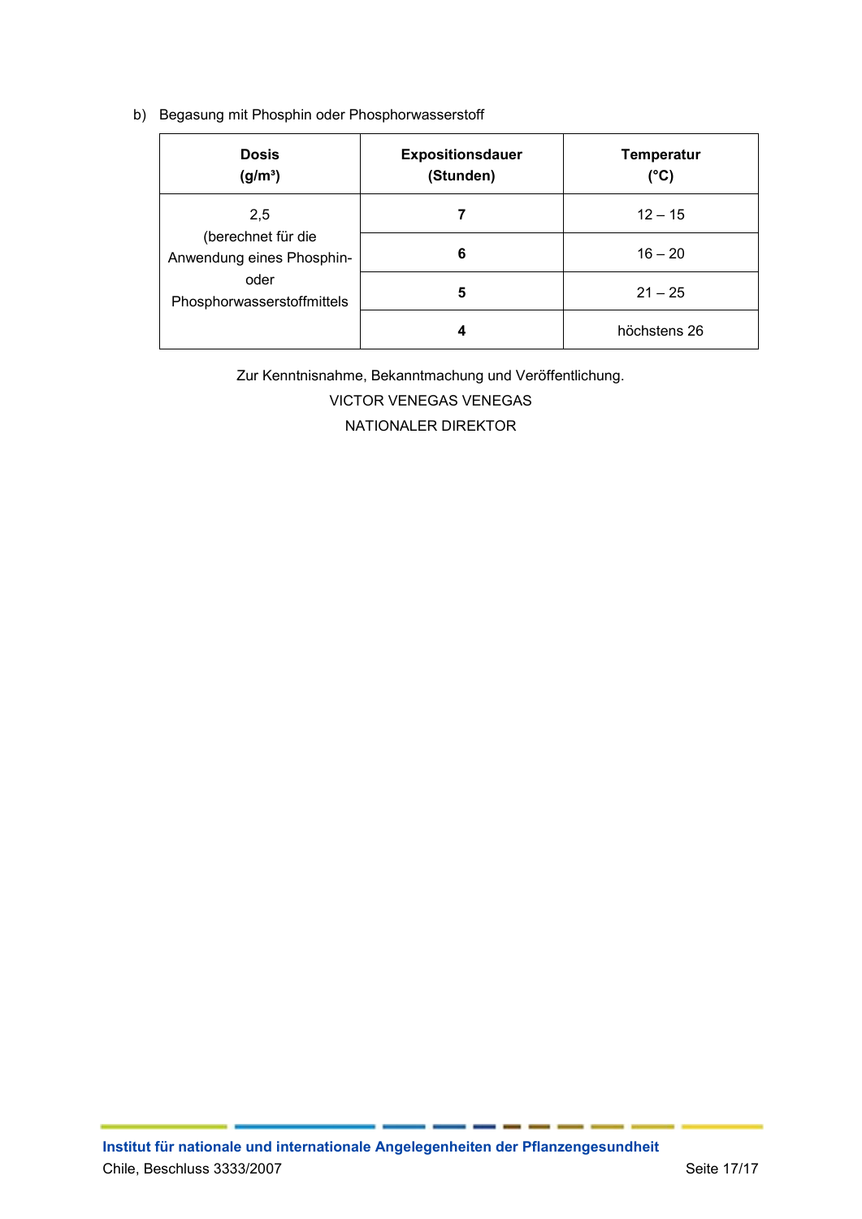b) Begasung mit Phosphin oder Phosphorwasserstoff

| **Dosis (g/m³)** | **Expositionsdauer (Stunden)** | **Temperatur (°C)** |
|---|---|---|
| 2,5 (berechnet für die Anwendung eines Phosphin- oder Phosphorwasserstoffmittels | **7** | 12 – 15 |
| | **6** | 16 – 20 |
| | **5** | 21 – 25 |
| | **4** | höchstens 26 |

Zur Kenntnisnahme, Bekanntmachung und Veröffentlichung.

VICTOR VENEGAS VENEGAS

NATIONALER DIREKTOR